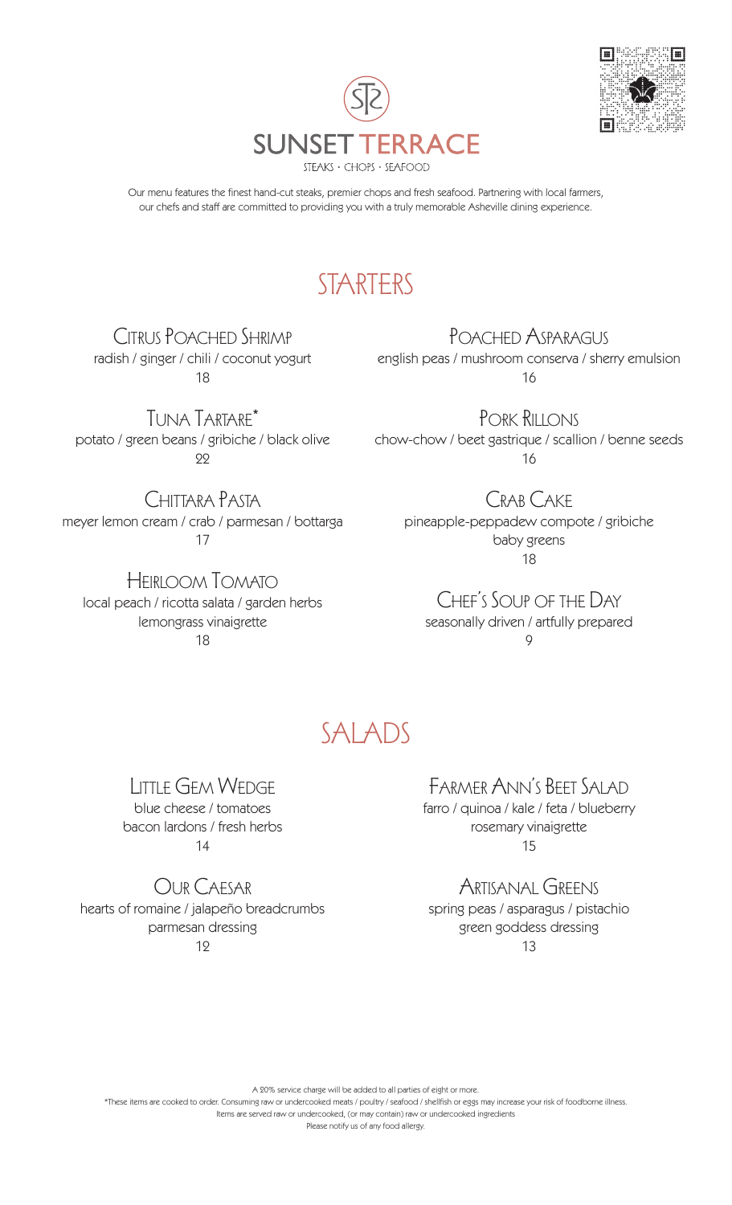# SUNSET TERRACE

STEAKS · CHOPS · SEAFOOD

Our menu features the finest hand-cut steaks, premier chops and fresh seafood. Partnering with local farmers, our chefs and staff are committed to providing you with a truly memorable Asheville dining experience.

## STARTERS

### Citrus Poached Shrimp
radish / ginger / chili / coconut yogurt
18

### Tuna Tartare*
potato / green beans / gribiche / black olive
22

### Chittara Pasta
meyer lemon cream / crab / parmesan / bottarga
17

### Heirloom Tomato
local peach / ricotta salata / garden herbs
lemongrass vinaigrette
18

### Poached Asparagus
english peas / mushroom conserva / sherry emulsion
16

### Pork Rillons
chow-chow / beet gastrique / scallion / benne seeds
16

### Crab Cake
pineapple-peppadew compote / gribiche
baby greens
18

### Chef's Soup of the Day
seasonally driven / artfully prepared
9

## SALADS

### Little Gem Wedge
blue cheese / tomatoes
bacon lardons / fresh herbs
14

### Our Caesar
hearts of romaine / jalapeño breadcrumbs
parmesan dressing
12

### Farmer Ann's Beet Salad
farro / quinoa / kale / feta / blueberry
rosemary vinaigrette
15

### Artisanal Greens
spring peas / asparagus / pistachio
green goddess dressing
13

A 20% service charge will be added to all parties of eight or more.
*These items are cooked to order. Consuming raw or undercooked meats / poultry / seafood / shellfish or eggs may increase your risk of foodborne illness.
Items are served raw or undercooked, (or may contain) raw or undercooked ingredients
Please notify us of any food allergy.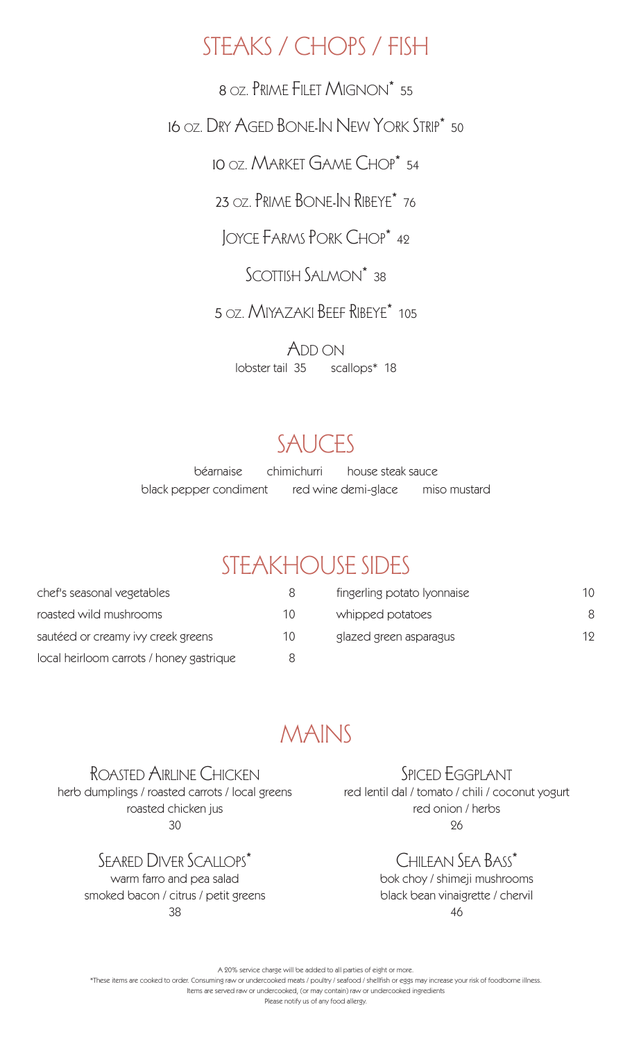# STEAKS / CHOPS / FISH

8 oz. Prime Filet Mignon* 55

16 oz. Dry Aged Bone-In New York Strip* 50

10 oz. Market Game Chop* 54

23 oz. Prime Bone-In Ribeye* 76

Joyce Farms Pork Chop* 42

Scottish Salmon* 38

5 oz. Miyazaki Beef Ribeye* 105

### Add On

lobster tail 35 scallops* 18

# SAUCES

béarnaise chimichurri house steak sauce
black pepper condiment red wine demi-glace miso mustard

# STEAKHOUSE SIDES

| | | | |
|---|---|---|---|
| chef's seasonal vegetables | 8 | fingerling potato lyonnaise | 10 |
| roasted wild mushrooms | 10 | whipped potatoes | 8 |
| sautéed or creamy ivy creek greens | 10 | glazed green asparagus | 12 |
| local heirloom carrots / honey gastrique | 8 | | |

# MAINS

### Roasted Airline Chicken

herb dumplings / roasted carrots / local greens
roasted chicken jus
30

### Seared Diver Scallops*

warm farro and pea salad
smoked bacon / citrus / petit greens
38

### Spiced Eggplant

red lentil dal / tomato / chili / coconut yogurt
red onion / herbs
26

### Chilean Sea Bass*

bok choy / shimeji mushrooms
black bean vinaigrette / chervil
46

A 20% service charge will be added to all parties of eight or more.
*These items are cooked to order. Consuming raw or undercooked meats / poultry / seafood / shellfish or eggs may increase your risk of foodborne illness.
Items are served raw or undercooked, (or may contain) raw or undercooked ingredients
Please notify us of any food allergy.